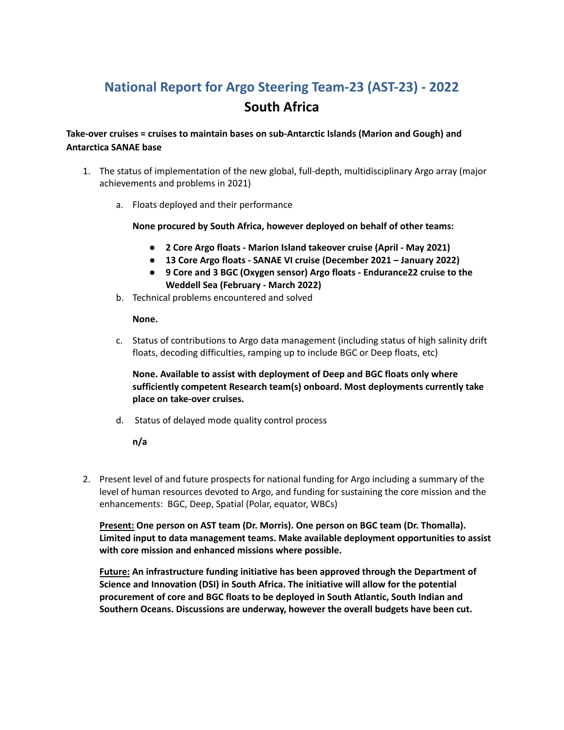# National Report for Argo Steering Team-23 (AST-23) - 2022

## South Africa

**Take-over cruises = cruises to maintain bases on sub-Antarctic Islands (Marion and Gough) and Antarctica SANAE base**

1. The status of implementation of the new global, full-depth, multidisciplinary Argo array (major achievements and problems in 2021)

   a. Floats deployed and their performance

      **None procured by South Africa, however deployed on behalf of other teams:**

      - **2 Core Argo floats - Marion Island takeover cruise (April - May 2021)**
      - **13 Core Argo floats - SANAE VI cruise (December 2021 – January 2022)**
      - **9 Core and 3 BGC (Oxygen sensor) Argo floats - Endurance22 cruise to the Weddell Sea (February - March 2022)**

   b. Technical problems encountered and solved

      **None.**

   c. Status of contributions to Argo data management (including status of high salinity drift floats, decoding difficulties, ramping up to include BGC or Deep floats, etc)

      **None. Available to assist with deployment of Deep and BGC floats only where sufficiently competent Research team(s) onboard. Most deployments currently take place on take-over cruises.**

   d. Status of delayed mode quality control process

      **n/a**

2. Present level of and future prospects for national funding for Argo including a summary of the level of human resources devoted to Argo, and funding for sustaining the core mission and the enhancements: BGC, Deep, Spatial (Polar, equator, WBCs)

   **<u>Present:</u> One person on AST team (Dr. Morris). One person on BGC team (Dr. Thomalla). Limited input to data management teams. Make available deployment opportunities to assist with core mission and enhanced missions where possible.**

   **<u>Future:</u> An infrastructure funding initiative has been approved through the Department of Science and Innovation (DSI) in South Africa. The initiative will allow for the potential procurement of core and BGC floats to be deployed in South Atlantic, South Indian and Southern Oceans. Discussions are underway, however the overall budgets have been cut.**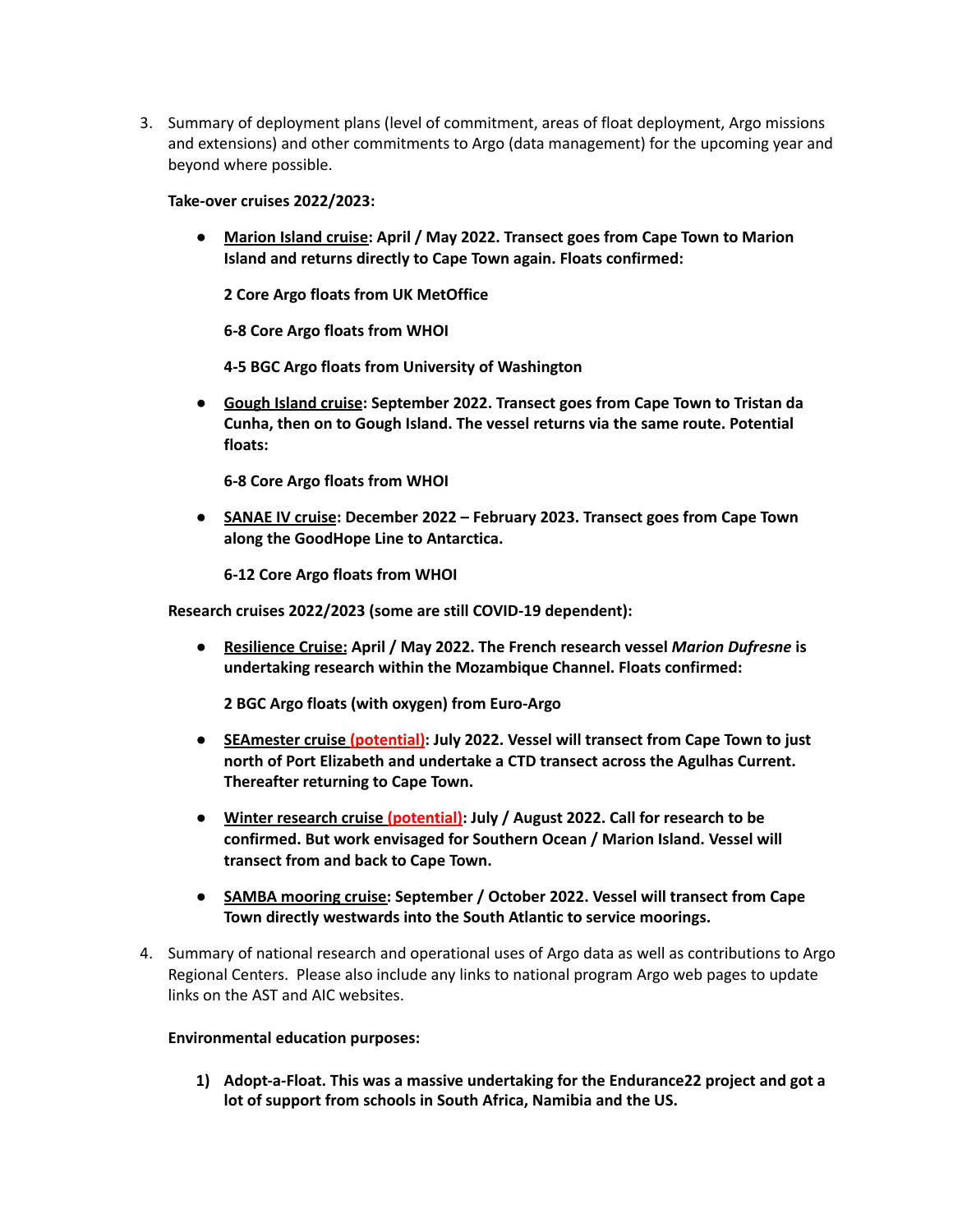3. Summary of deployment plans (level of commitment, areas of float deployment, Argo missions and extensions) and other commitments to Argo (data management) for the upcoming year and beyond where possible.

   **Take-over cruises 2022/2023:**

   - **Marion Island cruise: April / May 2022. Transect goes from Cape Town to Marion Island and returns directly to Cape Town again. Floats confirmed:**

     **2 Core Argo floats from UK MetOffice**

     **6-8 Core Argo floats from WHOI**

     **4-5 BGC Argo floats from University of Washington**

   - **Gough Island cruise: September 2022. Transect goes from Cape Town to Tristan da Cunha, then on to Gough Island. The vessel returns via the same route. Potential floats:**

     **6-8 Core Argo floats from WHOI**

   - **SANAE IV cruise: December 2022 – February 2023. Transect goes from Cape Town along the GoodHope Line to Antarctica.**

     **6-12 Core Argo floats from WHOI**

   **Research cruises 2022/2023 (some are still COVID-19 dependent):**

   - **Resilience Cruise: April / May 2022. The French research vessel *Marion Dufresne* is undertaking research within the Mozambique Channel. Floats confirmed:**

     **2 BGC Argo floats (with oxygen) from Euro-Argo**

   - **SEAmester cruise (potential): July 2022. Vessel will transect from Cape Town to just north of Port Elizabeth and undertake a CTD transect across the Agulhas Current. Thereafter returning to Cape Town.**

   - **Winter research cruise (potential): July / August 2022. Call for research to be confirmed. But work envisaged for Southern Ocean / Marion Island. Vessel will transect from and back to Cape Town.**

   - **SAMBA mooring cruise: September / October 2022. Vessel will transect from Cape Town directly westwards into the South Atlantic to service moorings.**

4. Summary of national research and operational uses of Argo data as well as contributions to Argo Regional Centers. Please also include any links to national program Argo web pages to update links on the AST and AIC websites.

   **Environmental education purposes:**

   1) **Adopt-a-Float. This was a massive undertaking for the Endurance22 project and got a lot of support from schools in South Africa, Namibia and the US.**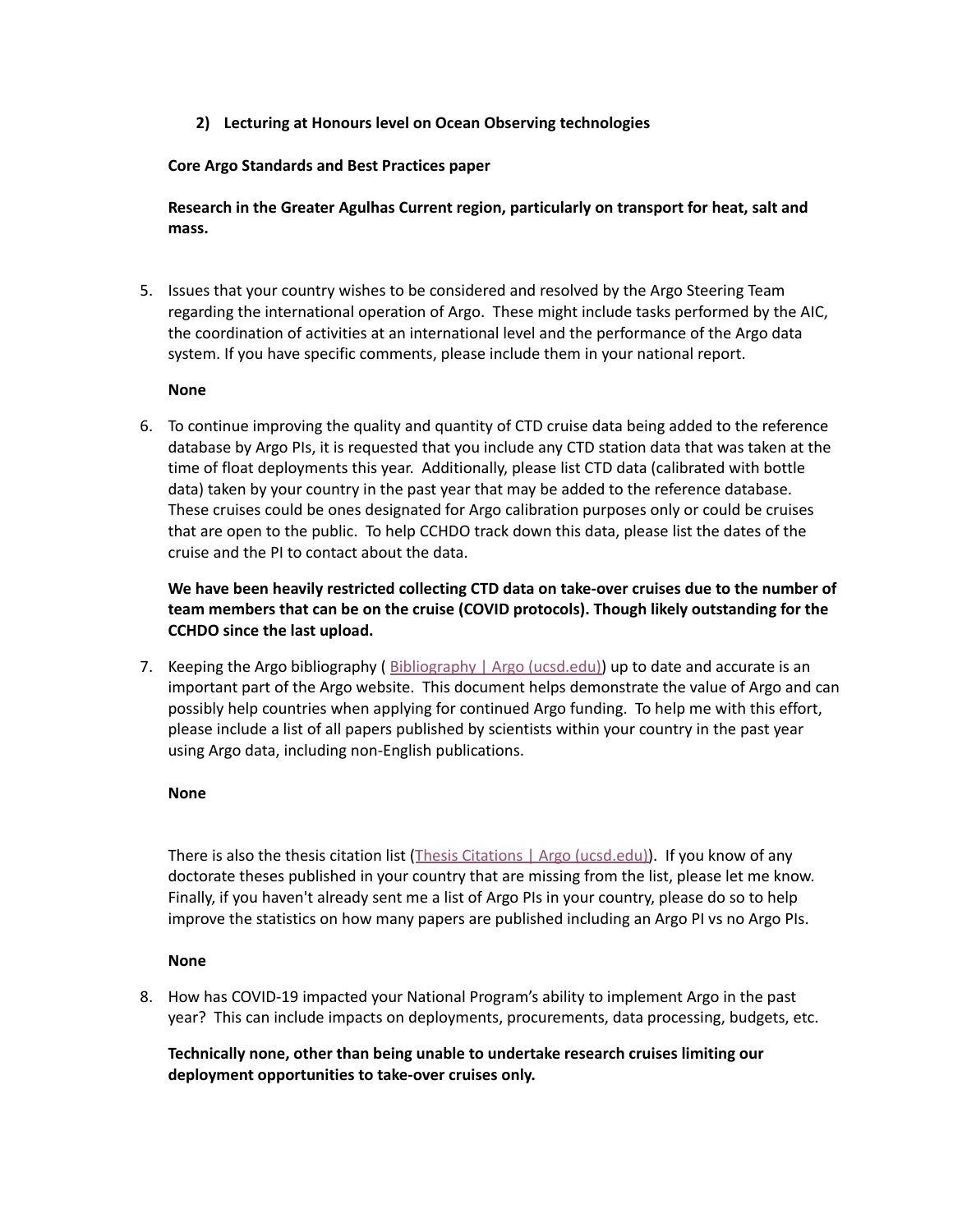**2) Lecturing at Honours level on Ocean Observing technologies**

**Core Argo Standards and Best Practices paper**

**Research in the Greater Agulhas Current region, particularly on transport for heat, salt and mass.**

5. Issues that your country wishes to be considered and resolved by the Argo Steering Team regarding the international operation of Argo. These might include tasks performed by the AIC, the coordination of activities at an international level and the performance of the Argo data system. If you have specific comments, please include them in your national report.

   **None**

6. To continue improving the quality and quantity of CTD cruise data being added to the reference database by Argo PIs, it is requested that you include any CTD station data that was taken at the time of float deployments this year. Additionally, please list CTD data (calibrated with bottle data) taken by your country in the past year that may be added to the reference database. These cruises could be ones designated for Argo calibration purposes only or could be cruises that are open to the public. To help CCHDO track down this data, please list the dates of the cruise and the PI to contact about the data.

   **We have been heavily restricted collecting CTD data on take-over cruises due to the number of team members that can be on the cruise (COVID protocols). Though likely outstanding for the CCHDO since the last upload.**

7. Keeping the Argo bibliography ( [Bibliography | Argo (ucsd.edu)]) up to date and accurate is an important part of the Argo website. This document helps demonstrate the value of Argo and can possibly help countries when applying for continued Argo funding. To help me with this effort, please include a list of all papers published by scientists within your country in the past year using Argo data, including non-English publications.

   **None**

   There is also the thesis citation list ([Thesis Citations | Argo (ucsd.edu)]). If you know of any doctorate theses published in your country that are missing from the list, please let me know. Finally, if you haven't already sent me a list of Argo PIs in your country, please do so to help improve the statistics on how many papers are published including an Argo PI vs no Argo PIs.

   **None**

8. How has COVID-19 impacted your National Program's ability to implement Argo in the past year? This can include impacts on deployments, procurements, data processing, budgets, etc.

   **Technically none, other than being unable to undertake research cruises limiting our deployment opportunities to take-over cruises only.**